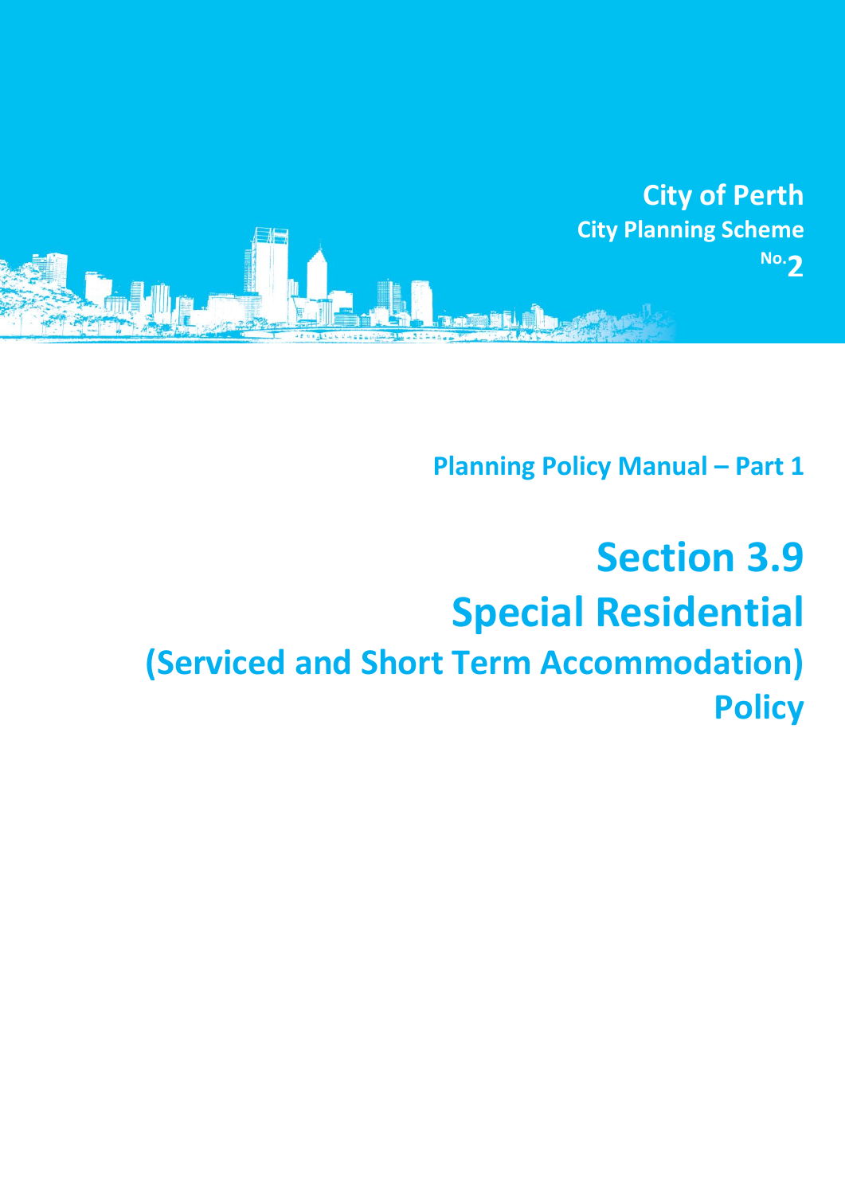**City of Perth**
**City Planning Scheme**
**No. 2**

**Planning Policy Manual – Part 1**

# Section 3.9
# Special Residential
## (Serviced and Short Term Accommodation) Policy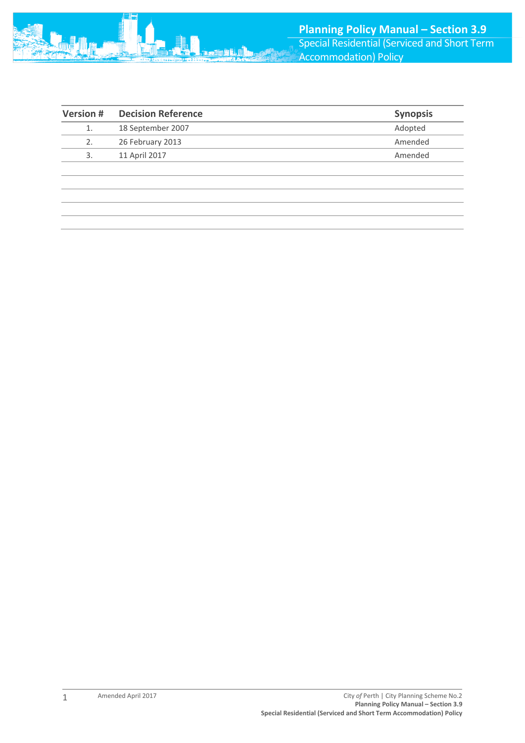| Version # | Decision Reference | Synopsis |
|---|---|---|
| 1. | 18 September 2007 | Adopted |
| 2. | 26 February 2013 | Amended |
| 3. | 11 April 2017 | Amended |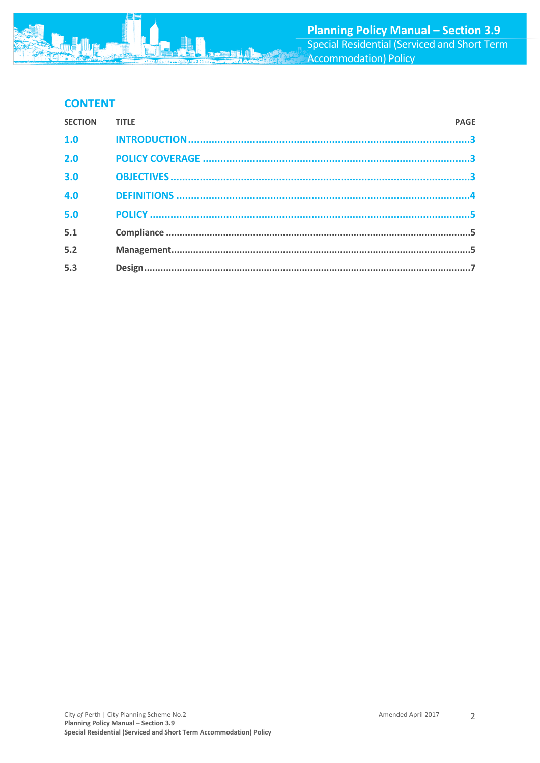## CONTENT

| SECTION | TITLE | PAGE |
|---|---|---|
| **1.0** | **INTRODUCTION** | **3** |
| **2.0** | **POLICY COVERAGE** | **3** |
| **3.0** | **OBJECTIVES** | **3** |
| **4.0** | **DEFINITIONS** | **4** |
| **5.0** | **POLICY** | **5** |
| **5.1** | **Compliance** | **5** |
| **5.2** | **Management** | **5** |
| **5.3** | **Design** | **7** |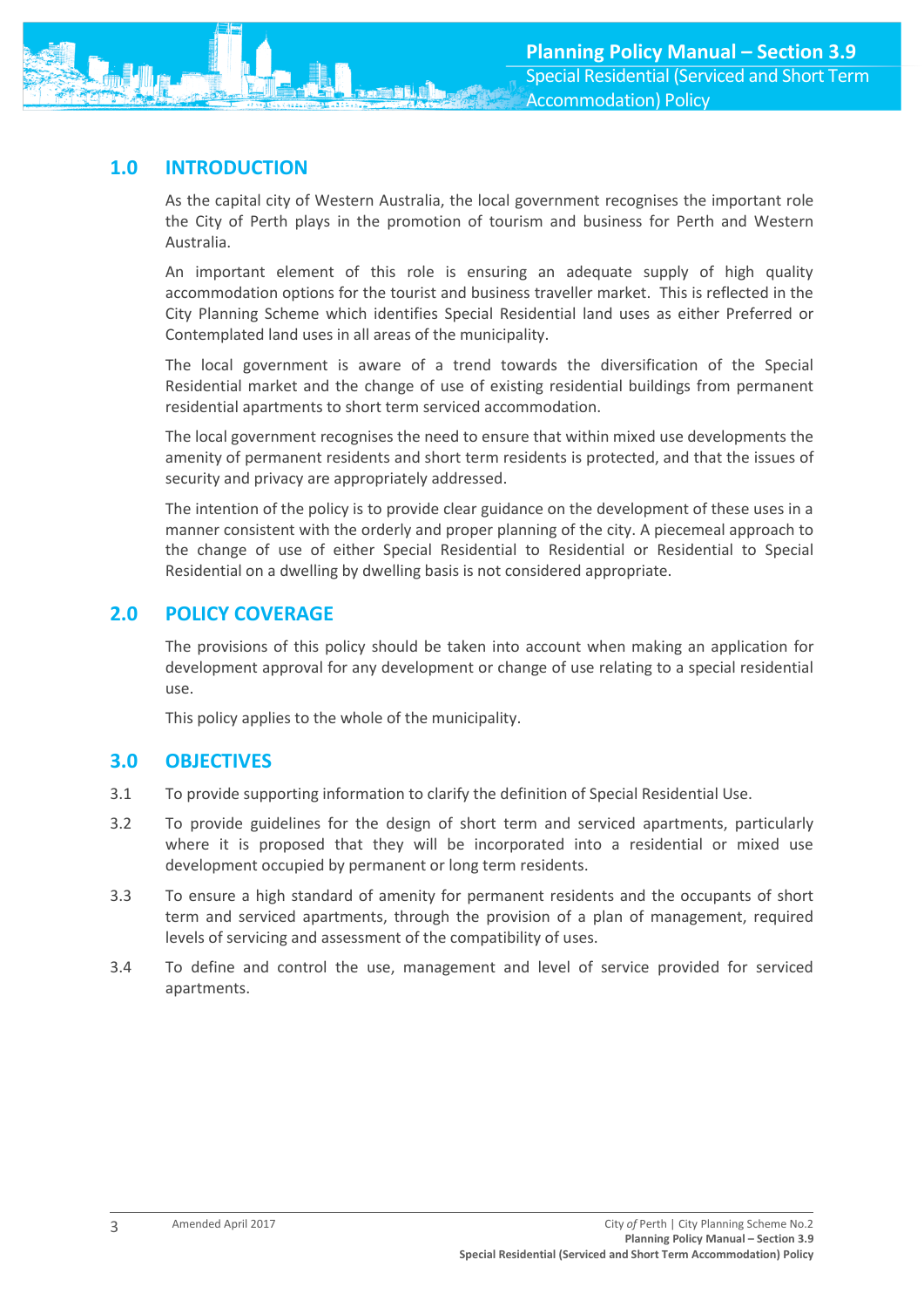## 1.0 INTRODUCTION

As the capital city of Western Australia, the local government recognises the important role the City of Perth plays in the promotion of tourism and business for Perth and Western Australia.

An important element of this role is ensuring an adequate supply of high quality accommodation options for the tourist and business traveller market. This is reflected in the City Planning Scheme which identifies Special Residential land uses as either Preferred or Contemplated land uses in all areas of the municipality.

The local government is aware of a trend towards the diversification of the Special Residential market and the change of use of existing residential buildings from permanent residential apartments to short term serviced accommodation.

The local government recognises the need to ensure that within mixed use developments the amenity of permanent residents and short term residents is protected, and that the issues of security and privacy are appropriately addressed.

The intention of the policy is to provide clear guidance on the development of these uses in a manner consistent with the orderly and proper planning of the city. A piecemeal approach to the change of use of either Special Residential to Residential or Residential to Special Residential on a dwelling by dwelling basis is not considered appropriate.

## 2.0 POLICY COVERAGE

The provisions of this policy should be taken into account when making an application for development approval for any development or change of use relating to a special residential use.

This policy applies to the whole of the municipality.

## 3.0 OBJECTIVES

3.1 To provide supporting information to clarify the definition of Special Residential Use.

3.2 To provide guidelines for the design of short term and serviced apartments, particularly where it is proposed that they will be incorporated into a residential or mixed use development occupied by permanent or long term residents.

3.3 To ensure a high standard of amenity for permanent residents and the occupants of short term and serviced apartments, through the provision of a plan of management, required levels of servicing and assessment of the compatibility of uses.

3.4 To define and control the use, management and level of service provided for serviced apartments.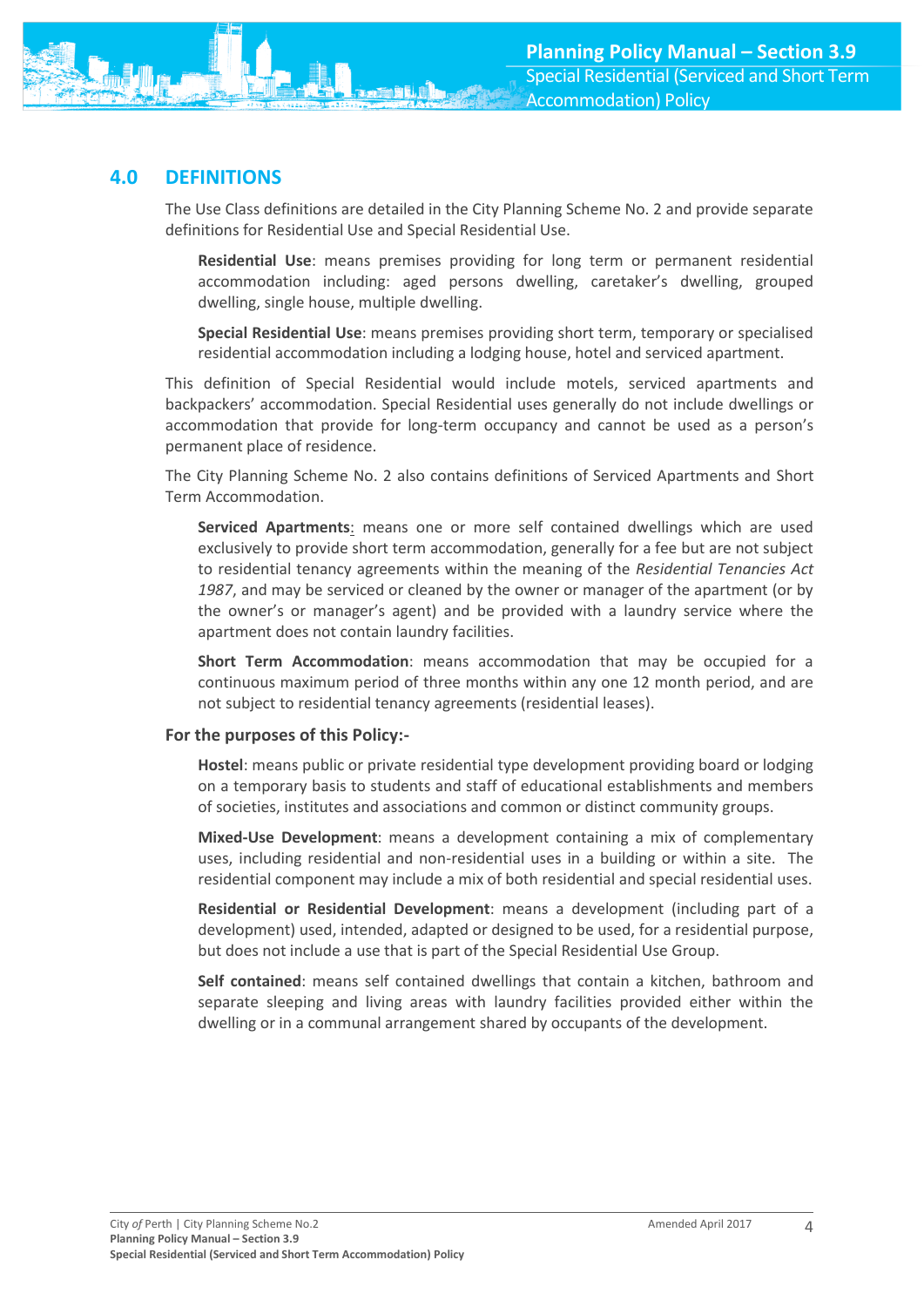## 4.0 DEFINITIONS

The Use Class definitions are detailed in the City Planning Scheme No. 2 and provide separate definitions for Residential Use and Special Residential Use.

> **Residential Use**: means premises providing for long term or permanent residential accommodation including: aged persons dwelling, caretaker's dwelling, grouped dwelling, single house, multiple dwelling.
>
> **Special Residential Use**: means premises providing short term, temporary or specialised residential accommodation including a lodging house, hotel and serviced apartment.

This definition of Special Residential would include motels, serviced apartments and backpackers' accommodation. Special Residential uses generally do not include dwellings or accommodation that provide for long-term occupancy and cannot be used as a person's permanent place of residence.

The City Planning Scheme No. 2 also contains definitions of Serviced Apartments and Short Term Accommodation.

> **Serviced Apartments**: means one or more self contained dwellings which are used exclusively to provide short term accommodation, generally for a fee but are not subject to residential tenancy agreements within the meaning of the *Residential Tenancies Act 1987*, and may be serviced or cleaned by the owner or manager of the apartment (or by the owner's or manager's agent) and be provided with a laundry service where the apartment does not contain laundry facilities.
>
> **Short Term Accommodation**: means accommodation that may be occupied for a continuous maximum period of three months within any one 12 month period, and are not subject to residential tenancy agreements (residential leases).

**For the purposes of this Policy:-**

> **Hostel**: means public or private residential type development providing board or lodging on a temporary basis to students and staff of educational establishments and members of societies, institutes and associations and common or distinct community groups.
>
> **Mixed-Use Development**: means a development containing a mix of complementary uses, including residential and non-residential uses in a building or within a site. The residential component may include a mix of both residential and special residential uses.
>
> **Residential or Residential Development**: means a development (including part of a development) used, intended, adapted or designed to be used, for a residential purpose, but does not include a use that is part of the Special Residential Use Group.
>
> **Self contained**: means self contained dwellings that contain a kitchen, bathroom and separate sleeping and living areas with laundry facilities provided either within the dwelling or in a communal arrangement shared by occupants of the development.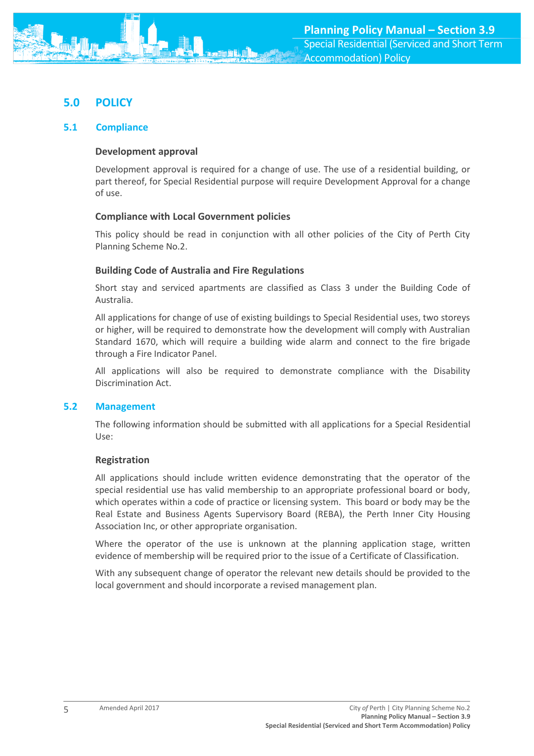# 5.0 POLICY

## 5.1 Compliance

### Development approval

Development approval is required for a change of use. The use of a residential building, or part thereof, for Special Residential purpose will require Development Approval for a change of use.

### Compliance with Local Government policies

This policy should be read in conjunction with all other policies of the City of Perth City Planning Scheme No.2.

### Building Code of Australia and Fire Regulations

Short stay and serviced apartments are classified as Class 3 under the Building Code of Australia.

All applications for change of use of existing buildings to Special Residential uses, two storeys or higher, will be required to demonstrate how the development will comply with Australian Standard 1670, which will require a building wide alarm and connect to the fire brigade through a Fire Indicator Panel.

All applications will also be required to demonstrate compliance with the Disability Discrimination Act.

## 5.2 Management

The following information should be submitted with all applications for a Special Residential Use:

### Registration

All applications should include written evidence demonstrating that the operator of the special residential use has valid membership to an appropriate professional board or body, which operates within a code of practice or licensing system. This board or body may be the Real Estate and Business Agents Supervisory Board (REBA), the Perth Inner City Housing Association Inc, or other appropriate organisation.

Where the operator of the use is unknown at the planning application stage, written evidence of membership will be required prior to the issue of a Certificate of Classification.

With any subsequent change of operator the relevant new details should be provided to the local government and should incorporate a revised management plan.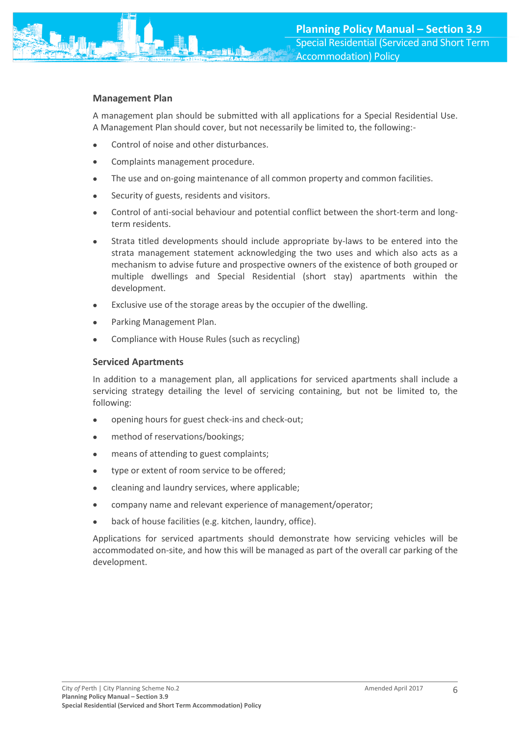### Management Plan

A management plan should be submitted with all applications for a Special Residential Use. A Management Plan should cover, but not necessarily be limited to, the following:-

- Control of noise and other disturbances.
- Complaints management procedure.
- The use and on-going maintenance of all common property and common facilities.
- Security of guests, residents and visitors.
- Control of anti-social behaviour and potential conflict between the short-term and long-term residents.
- Strata titled developments should include appropriate by-laws to be entered into the strata management statement acknowledging the two uses and which also acts as a mechanism to advise future and prospective owners of the existence of both grouped or multiple dwellings and Special Residential (short stay) apartments within the development.
- Exclusive use of the storage areas by the occupier of the dwelling.
- Parking Management Plan.
- Compliance with House Rules (such as recycling)

### Serviced Apartments

In addition to a management plan, all applications for serviced apartments shall include a servicing strategy detailing the level of servicing containing, but not be limited to, the following:

- opening hours for guest check-ins and check-out;
- method of reservations/bookings;
- means of attending to guest complaints;
- type or extent of room service to be offered;
- cleaning and laundry services, where applicable;
- company name and relevant experience of management/operator;
- back of house facilities (e.g. kitchen, laundry, office).

Applications for serviced apartments should demonstrate how servicing vehicles will be accommodated on-site, and how this will be managed as part of the overall car parking of the development.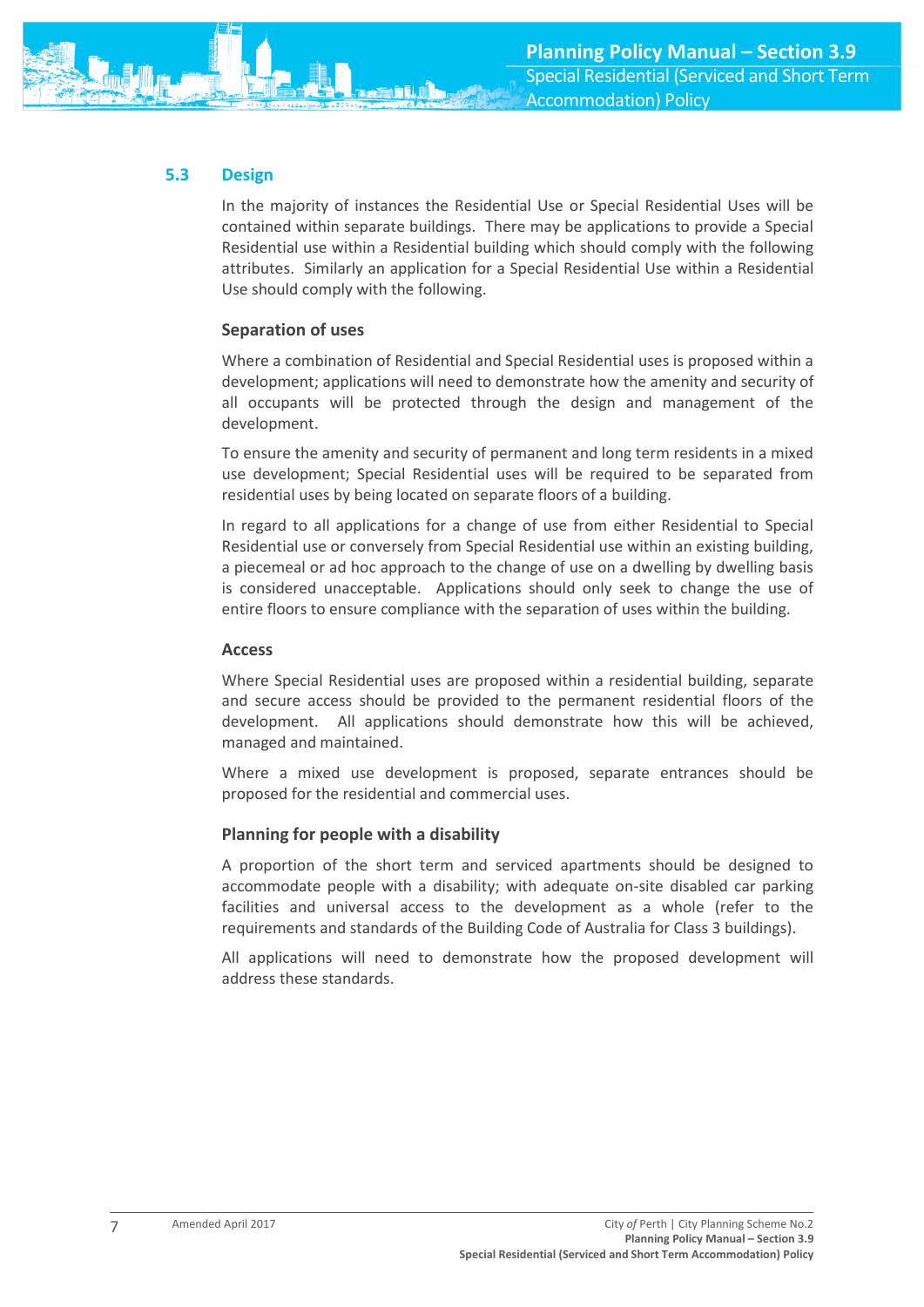## 5.3 Design

In the majority of instances the Residential Use or Special Residential Uses will be contained within separate buildings. There may be applications to provide a Special Residential use within a Residential building which should comply with the following attributes. Similarly an application for a Special Residential Use within a Residential Use should comply with the following.

### Separation of uses

Where a combination of Residential and Special Residential uses is proposed within a development; applications will need to demonstrate how the amenity and security of all occupants will be protected through the design and management of the development.

To ensure the amenity and security of permanent and long term residents in a mixed use development; Special Residential uses will be required to be separated from residential uses by being located on separate floors of a building.

In regard to all applications for a change of use from either Residential to Special Residential use or conversely from Special Residential use within an existing building, a piecemeal or ad hoc approach to the change of use on a dwelling by dwelling basis is considered unacceptable. Applications should only seek to change the use of entire floors to ensure compliance with the separation of uses within the building.

### Access

Where Special Residential uses are proposed within a residential building, separate and secure access should be provided to the permanent residential floors of the development. All applications should demonstrate how this will be achieved, managed and maintained.

Where a mixed use development is proposed, separate entrances should be proposed for the residential and commercial uses.

### Planning for people with a disability

A proportion of the short term and serviced apartments should be designed to accommodate people with a disability; with adequate on-site disabled car parking facilities and universal access to the development as a whole (refer to the requirements and standards of the Building Code of Australia for Class 3 buildings).

All applications will need to demonstrate how the proposed development will address these standards.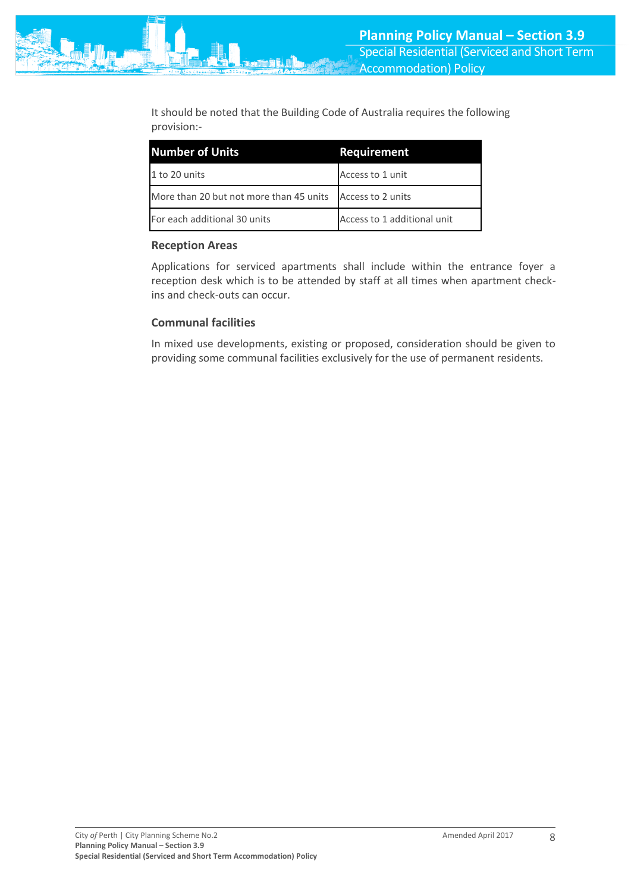It should be noted that the Building Code of Australia requires the following provision:-

| Number of Units | Requirement |
| --- | --- |
| 1 to 20 units | Access to 1 unit |
| More than 20 but not more than 45 units | Access to 2 units |
| For each additional 30 units | Access to 1 additional unit |

### Reception Areas

Applications for serviced apartments shall include within the entrance foyer a reception desk which is to be attended by staff at all times when apartment check-ins and check-outs can occur.

### Communal facilities

In mixed use developments, existing or proposed, consideration should be given to providing some communal facilities exclusively for the use of permanent residents.